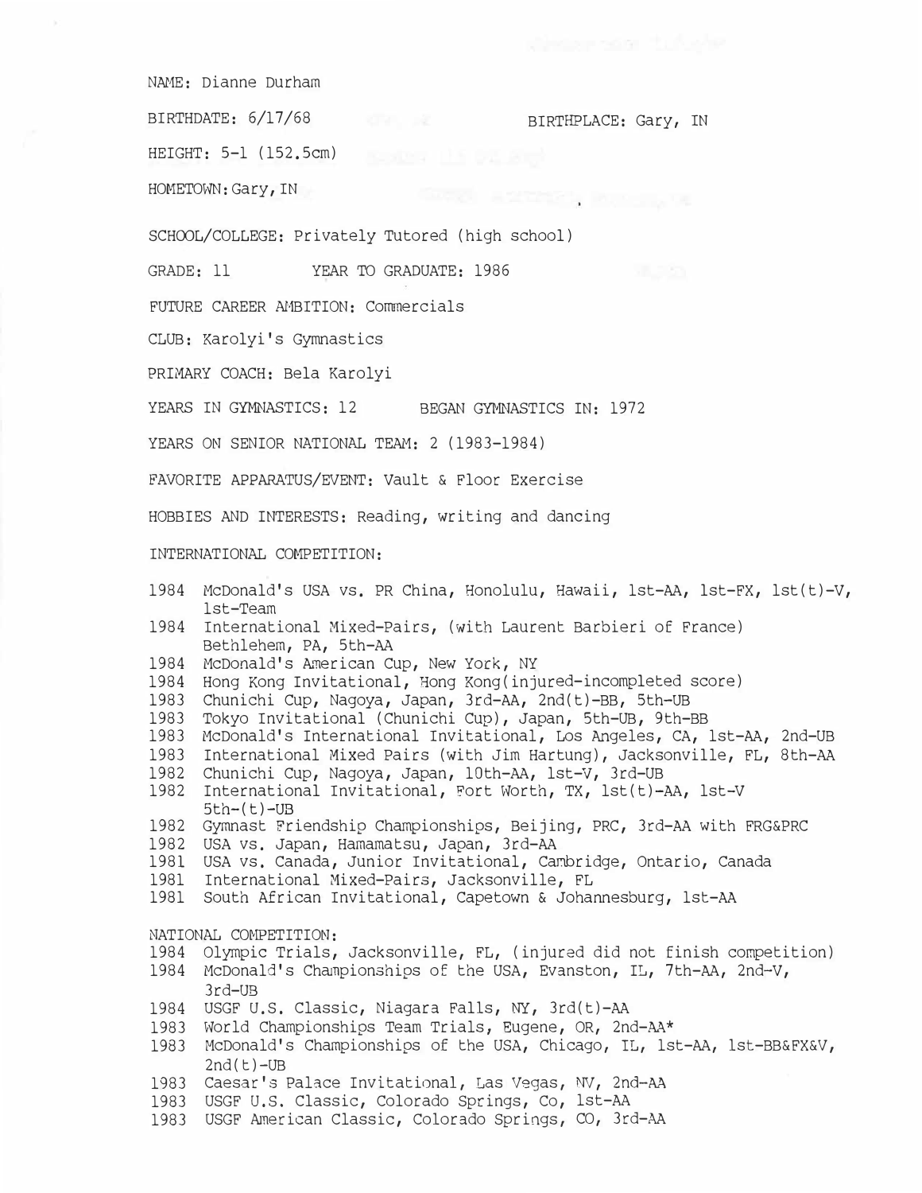NAME: Dianne Durham

BIRTHDATE: 6/17/68 BIRTHPLACE: Gary, IN

HEIGHT: 5-1 (152.5cm)

HOMETOWN: Gary, IN

SCHOOL/COLLEGE: Privately Tutored (high school)

GRADE: 11 YEAR TO GRADUATE: 1986

FUTURE CAREER AMBITION: Commercials

CLUB: Karolyi's Gymnastics

PRIMARY COACH: Bela Karolyi

YEARS IN GYMNASTICS: 12 BEGAN GYMNASTICS IN: 1972

YEARS ON SENIOR NATIONAL TEAM: 2 (1983-1984)

FAVORITE APPARATUS/EVENT: Vault & Floor Exercise

HOBBIES AND INTERESTS: Reading, writing and dancing

INTERNATIONAL COMPETITION:

1984 McDonald's USA vs. PR China, Honolulu, Hawaii, 1st-AA, 1st-FX, 1st(t)-V, 1st-Team
1984 International Mixed-Pairs, (with Laurent Barbieri of France) Bethlehem, PA, 5th-AA
1984 McDonald's American Cup, New York, NY
1984 Hong Kong Invitational, Hong Kong(injured-incompleted score)
1983 Chunichi Cup, Nagoya, Japan, 3rd-AA, 2nd(t)-BB, 5th-UB
1983 Tokyo Invitational (Chunichi Cup), Japan, 5th-UB, 9th-BB
1983 McDonald's International Invitational, Los Angeles, CA, 1st-AA, 2nd-UB
1983 International Mixed Pairs (with Jim Hartung), Jacksonville, FL, 8th-AA
1982 Chunichi Cup, Nagoya, Japan, 10th-AA, 1st-V, 3rd-UB
1982 International Invitational, Fort Worth, TX, 1st(t)-AA, 1st-V 5th-(t)-UB
1982 Gymnast Friendship Championships, Beijing, PRC, 3rd-AA with FRG&PRC
1982 USA vs. Japan, Hamamatsu, Japan, 3rd-AA
1981 USA vs. Canada, Junior Invitational, Cambridge, Ontario, Canada
1981 International Mixed-Pairs, Jacksonville, FL
1981 South African Invitational, Capetown & Johannesburg, 1st-AA

NATIONAL COMPETITION:
1984 Olympic Trials, Jacksonville, FL, (injured did not finish competition)
1984 McDonald's Championships of the USA, Evanston, IL, 7th-AA, 2nd-V, 3rd-UB
1984 USGF U.S. Classic, Niagara Falls, NY, 3rd(t)-AA
1983 World Championships Team Trials, Eugene, OR, 2nd-AA*
1983 McDonald's Championships of the USA, Chicago, IL, 1st-AA, 1st-BB&FX&V, 2nd(t)-UB
1983 Caesar's Palace Invitational, Las Vegas, NV, 2nd-AA
1983 USGF U.S. Classic, Colorado Springs, Co, 1st-AA
1983 USGF American Classic, Colorado Springs, CO, 3rd-AA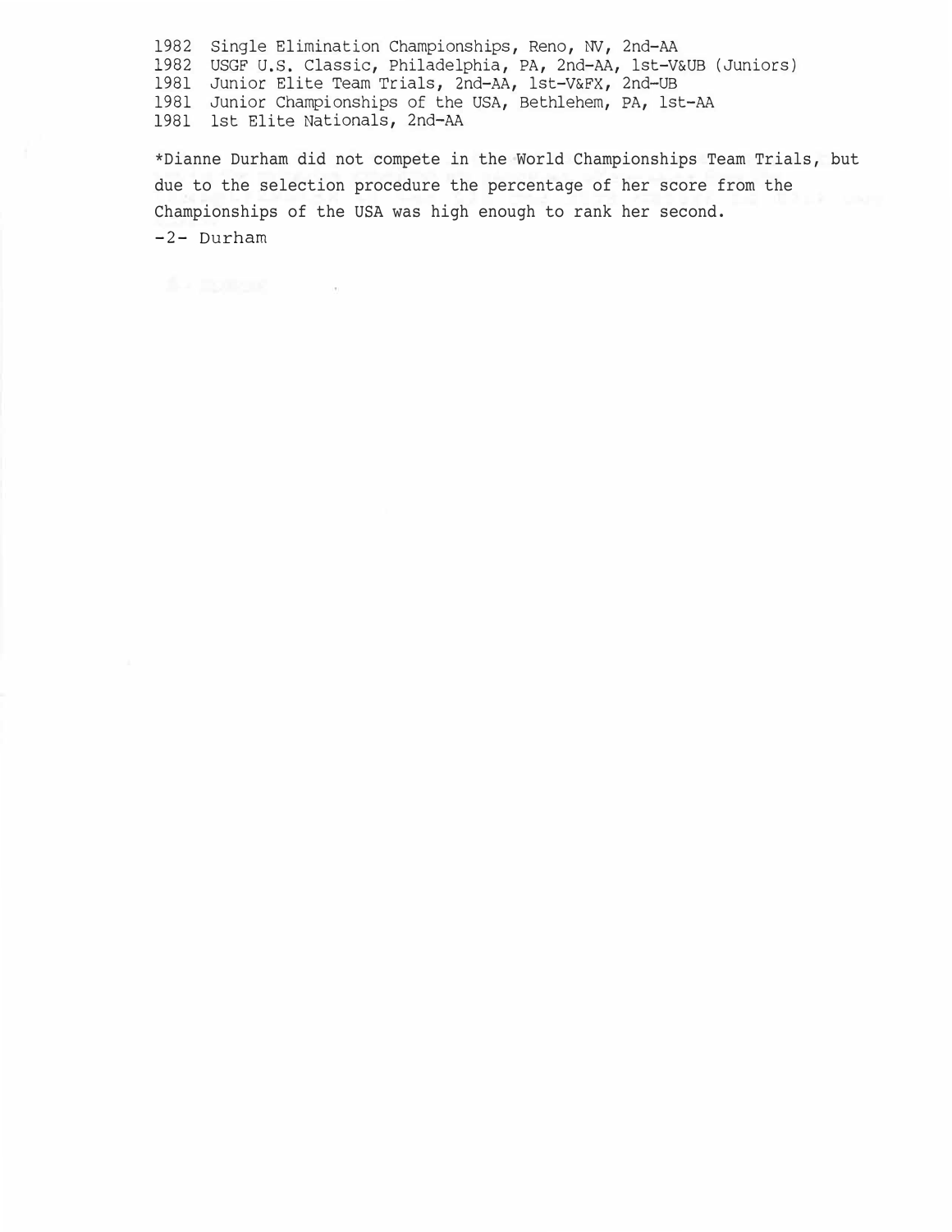1982 Single Elimination Championships, Reno, NV, 2nd-AA
1982 USGF U.S. Classic, Philadelphia, PA, 2nd-AA, 1st-V&UB (Juniors)
1981 Junior Elite Team Trials, 2nd-AA, 1st-V&FX, 2nd-UB
1981 Junior Championships of the USA, Bethlehem, PA, 1st-AA
1981 1st Elite Nationals, 2nd-AA

*Dianne Durham did not compete in the World Championships Team Trials, but due to the selection procedure the percentage of her score from the Championships of the USA was high enough to rank her second.